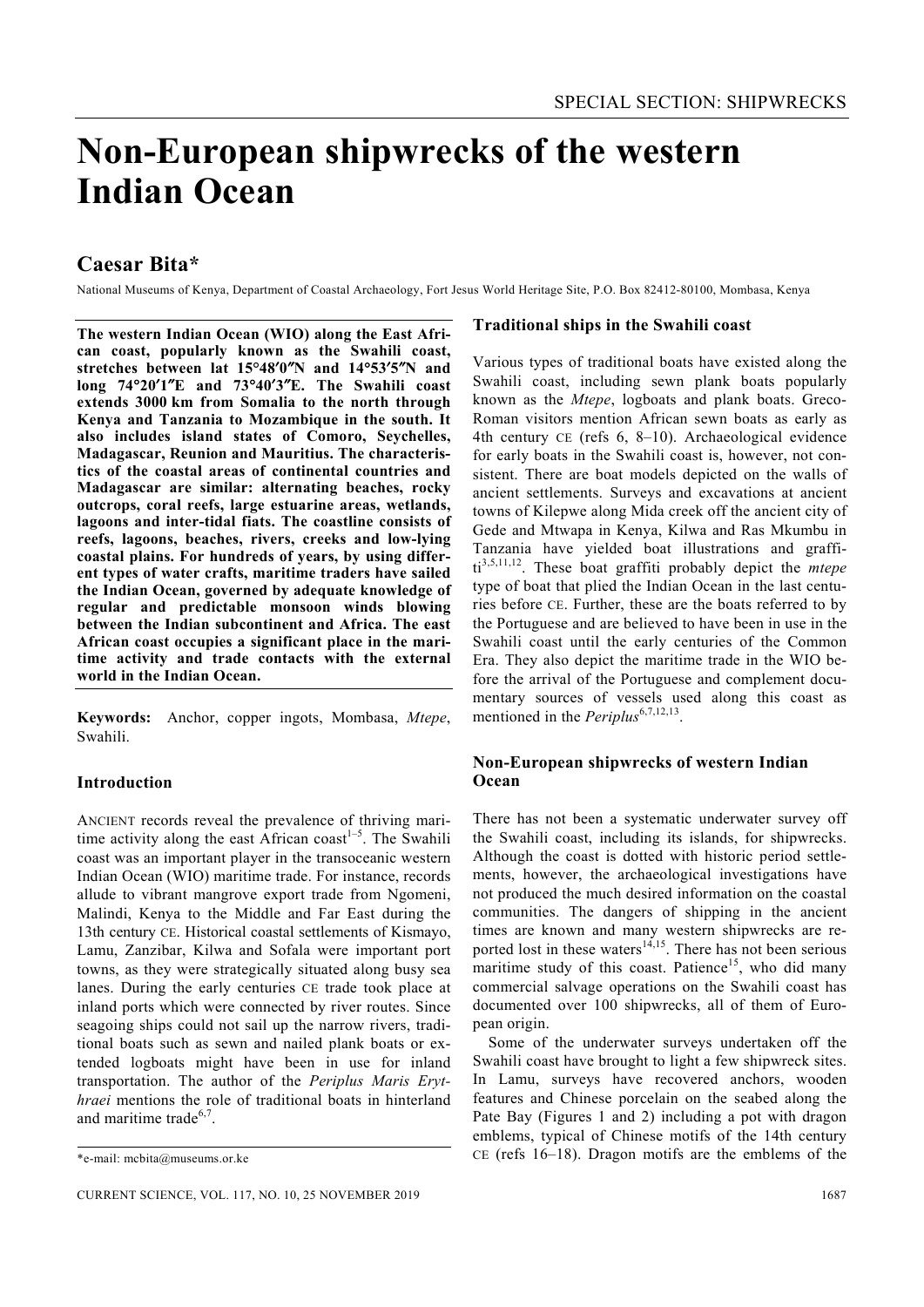# Non-European shipwrecks of the western Indian Ocean

## Caesar Bita*

National Museums of Kenya, Department of Coastal Archaeology, Fort Jesus World Heritage Site, P.O. Box 82412-80100, Mombasa, Kenya

**The western Indian Ocean (WIO) along the East African coast, popularly known as the Swahili coast, stretches between lat 15°48′0″N and 14°53′5″N and long 74°20′1″E and 73°40′3″E. The Swahili coast extends 3000 km from Somalia to the north through Kenya and Tanzania to Mozambique in the south. It also includes island states of Comoro, Seychelles, Madagascar, Reunion and Mauritius. The characteristics of the coastal areas of continental countries and Madagascar are similar: alternating beaches, rocky outcrops, coral reefs, large estuarine areas, wetlands, lagoons and inter-tidal fiats. The coastline consists of reefs, lagoons, beaches, rivers, creeks and low-lying coastal plains. For hundreds of years, by using different types of water crafts, maritime traders have sailed the Indian Ocean, governed by adequate knowledge of regular and predictable monsoon winds blowing between the Indian subcontinent and Africa. The east African coast occupies a significant place in the maritime activity and trade contacts with the external world in the Indian Ocean.**

**Keywords:** Anchor, copper ingots, Mombasa, *Mtepe*, Swahili.

## Introduction

ANCIENT records reveal the prevalence of thriving maritime activity along the east African coast[1–5]. The Swahili coast was an important player in the transoceanic western Indian Ocean (WIO) maritime trade. For instance, records allude to vibrant mangrove export trade from Ngomeni, Malindi, Kenya to the Middle and Far East during the 13th century CE. Historical coastal settlements of Kismayo, Lamu, Zanzibar, Kilwa and Sofala were important port towns, as they were strategically situated along busy sea lanes. During the early centuries CE trade took place at inland ports which were connected by river routes. Since seagoing ships could not sail up the narrow rivers, traditional boats such as sewn and nailed plank boats or extended logboats might have been in use for inland transportation. The author of the *Periplus Maris Erythraei* mentions the role of traditional boats in hinterland and maritime trade[6,7].

*e-mail: mcbita@museums.or.ke

## Traditional ships in the Swahili coast

Various types of traditional boats have existed along the Swahili coast, including sewn plank boats popularly known as the *Mtepe*, logboats and plank boats. Greco-Roman visitors mention African sewn boats as early as 4th century CE (refs 6, 8–10). Archaeological evidence for early boats in the Swahili coast is, however, not consistent. There are boat models depicted on the walls of ancient settlements. Surveys and excavations at ancient towns of Kilepwe along Mida creek off the ancient city of Gede and Mtwapa in Kenya, Kilwa and Ras Mkumbu in Tanzania have yielded boat illustrations and graffiti[3,5,11,12]. These boat graffiti probably depict the *mtepe* type of boat that plied the Indian Ocean in the last centuries before CE. Further, these are the boats referred to by the Portuguese and are believed to have been in use in the Swahili coast until the early centuries of the Common Era. They also depict the maritime trade in the WIO before the arrival of the Portuguese and complement documentary sources of vessels used along this coast as mentioned in the *Periplus*[6,7,12,13].

## Non-European shipwrecks of western Indian Ocean

There has not been a systematic underwater survey off the Swahili coast, including its islands, for shipwrecks. Although the coast is dotted with historic period settlements, however, the archaeological investigations have not produced the much desired information on the coastal communities. The dangers of shipping in the ancient times are known and many western shipwrecks are reported lost in these waters[14,15]. There has not been serious maritime study of this coast. Patience[15], who did many commercial salvage operations on the Swahili coast has documented over 100 shipwrecks, all of them of European origin.

Some of the underwater surveys undertaken off the Swahili coast have brought to light a few shipwreck sites. In Lamu, surveys have recovered anchors, wooden features and Chinese porcelain on the seabed along the Pate Bay (Figures 1 and 2) including a pot with dragon emblems, typical of Chinese motifs of the 14th century CE (refs 16–18). Dragon motifs are the emblems of the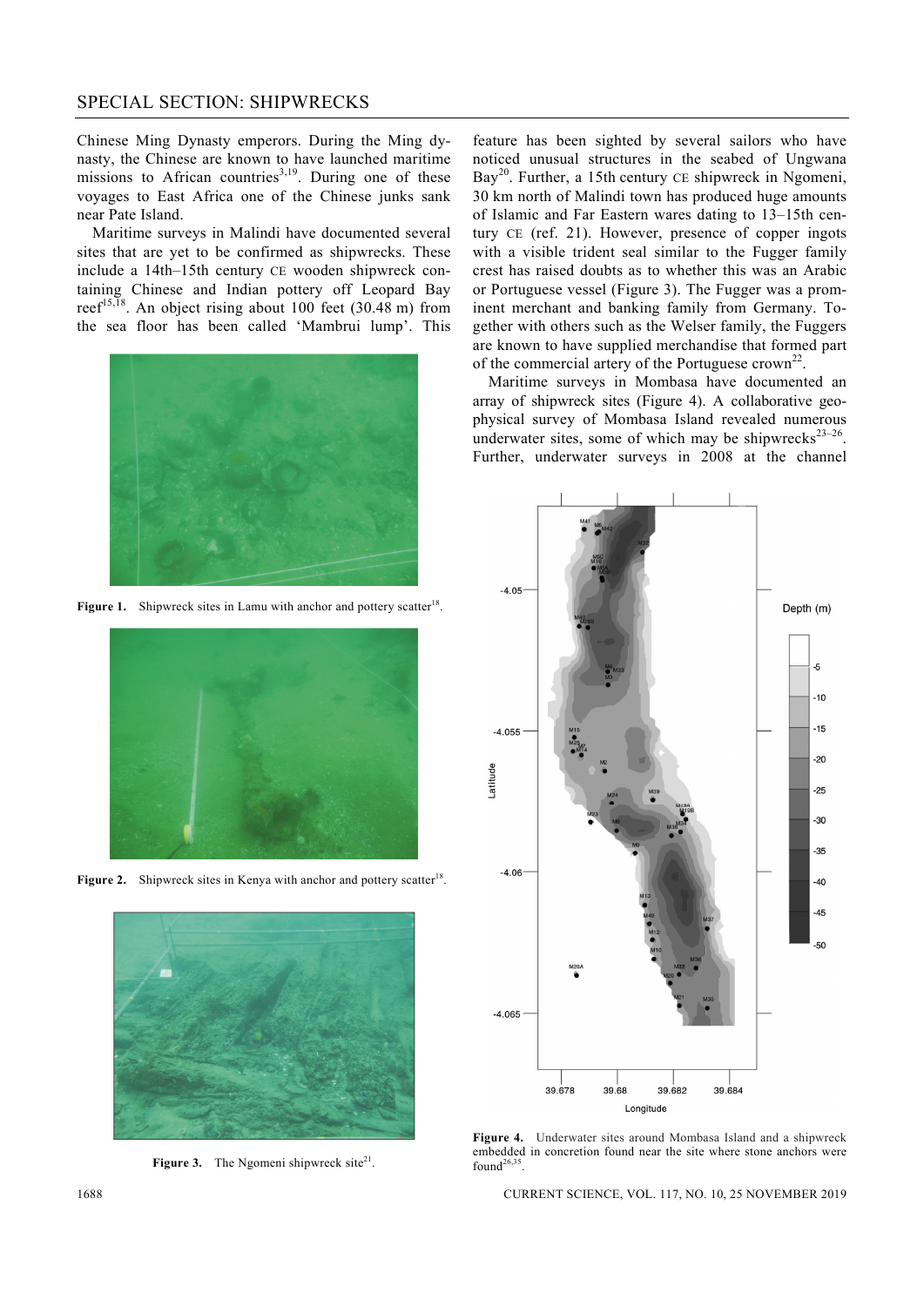Chinese Ming Dynasty emperors. During the Ming dynasty, the Chinese are known to have launched maritime missions to African countries[3,19]. During one of these voyages to East Africa one of the Chinese junks sank near Pate Island.

Maritime surveys in Malindi have documented several sites that are yet to be confirmed as shipwrecks. These include a 14th–15th century CE wooden shipwreck containing Chinese and Indian pottery off Leopard Bay reef[15,18]. An object rising about 100 feet (30.48 m) from the sea floor has been called 'Mambrui lump'. This feature has been sighted by several sailors who have noticed unusual structures in the seabed of Ungwana Bay[20]. Further, a 15th century CE shipwreck in Ngomeni, 30 km north of Malindi town has produced huge amounts of Islamic and Far Eastern wares dating to 13–15th century CE (ref. 21). However, presence of copper ingots with a visible trident seal similar to the Fugger family crest has raised doubts as to whether this was an Arabic or Portuguese vessel (Figure 3). The Fugger was a prominent merchant and banking family from Germany. Together with others such as the Welser family, the Fuggers are known to have supplied merchandise that formed part of the commercial artery of the Portuguese crown[22].

Maritime surveys in Mombasa have documented an array of shipwreck sites (Figure 4). A collaborative geophysical survey of Mombasa Island revealed numerous underwater sites, some of which may be shipwrecks[23–26]. Further, underwater surveys in 2008 at the channel

**Figure 1.** Shipwreck sites in Lamu with anchor and pottery scatter[18].

**Figure 2.** Shipwreck sites in Kenya with anchor and pottery scatter[18].

**Figure 3.** The Ngomeni shipwreck site[21].

**Figure 4.** Underwater sites around Mombasa Island and a shipwreck embedded in concretion found near the site where stone anchors were found[26,35].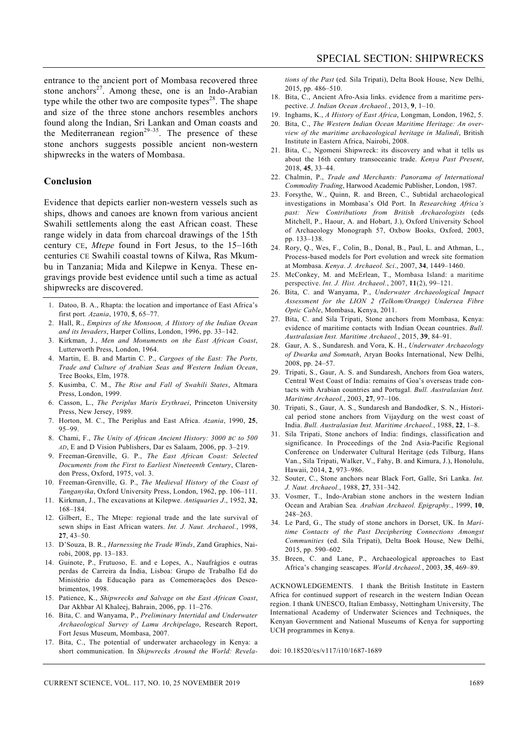entrance to the ancient port of Mombasa recovered three stone anchors[27]. Among these, one is an Indo-Arabian type while the other two are composite types[28]. The shape and size of the three stone anchors resembles anchors found along the Indian, Sri Lankan and Oman coasts and the Mediterranean region[29–35]. The presence of these stone anchors suggests possible ancient non-western shipwrecks in the waters of Mombasa.

## Conclusion

Evidence that depicts earlier non-western vessels such as ships, dhows and canoes are known from various ancient Swahili settlements along the east African coast. These range widely in data from charcoal drawings of the 15th century CE, *Mtepe* found in Fort Jesus, to the 15–16th centuries CE Swahili coastal towns of Kilwa, Ras Mkumbu in Tanzania; Mida and Kilepwe in Kenya. These engravings provide best evidence until such a time as actual shipwrecks are discovered.

1. Datoo, B. A., Rhapta: the location and importance of East Africa's first port. *Azania*, 1970, **5**, 65–77.
2. Hall, R., *Empires of the Monsoon, A History of the Indian Ocean and its Invaders*, Harper Collins, London, 1996, pp. 33–142.
3. Kirkman, J., *Men and Monuments on the East African Coast*, Lutterworth Press, London, 1964.
4. Martin, E. B. and Martin C. P., *Cargoes of the East: The Ports, Trade and Culture of Arabian Seas and Western Indian Ocean*, Tree Books, Elm, 1978.
5. Kusimba, C. M., *The Rise and Fall of Swahili States*, Altmara Press, London, 1999.
6. Casson, L., *The Periplus Maris Erythraei*, Princeton University Press, New Jersey, 1989.
7. Horton, M. C., The Periplus and East Africa. *Azania*, 1990, **25**, 95–99.
8. Chami, F., *The Unity of African Ancient History: 3000 BC to 500 AD*, E and D Vision Publishers, Dar es Salaam, 2006, pp. 3–219.
9. Freeman-Grenville, G. P., *The East African Coast: Selected Documents from the First to Earliest Nineteenth Century*, Clarendon Press, Oxford, 1975, vol. 3.
10. Freeman-Grenville, G. P., *The Medieval History of the Coast of Tanganyika*, Oxford University Press, London, 1962, pp. 106–111.
11. Kirkman, J., The excavations at Kilepwe. *Antiquaries J*., 1952, **32**, 168–184.
12. Gilbert, E., The Mtepe: regional trade and the late survival of sewn ships in East African waters. *Int. J. Naut. Archaeol.*, 1998, **27**, 43–50.
13. D'Souza, B. R., *Harnessing the Trade Winds*, Zand Graphics, Nairobi, 2008, pp. 13–183.
14. Guinote, P., Frutuoso, E. and e Lopes, A., Naufrágios e outras perdas de Carreira da Índia, Lisboa: Grupo de Trabalho Ed do Ministério da Educação para as Comemorações dos Descobrimentos, 1998.
15. Patience, K., *Shipwrecks and Salvage on the East African Coast*, Dar Akhbar Al Khaleej, Bahrain, 2006, pp. 11–276.
16. Bita, C. and Wanyama, P., *Preliminary Intertidal and Underwater Archaeological Survey of Lamu Archipelago*, Research Report, Fort Jesus Museum, Mombasa, 2007.
17. Bita, C., The potential of underwater archaeology in Kenya: a short communication. In *Shipwrecks Around the World: Revelations of the Past* (ed. Sila Tripati), Delta Book House, New Delhi, 2015, pp. 486–510.
18. Bita, C., Ancient Afro-Asia links. evidence from a maritime perspective. *J. Indian Ocean Archaeol.*, 2013, **9**, 1–10.
19. Inghams, K., *A History of East Africa*, Longman, London, 1962, 5.
20. Bita, C., *The Western Indian Ocean Maritime Heritage: An overview of the maritime archaeological heritage in Malindi*, British Institute in Eastern Africa, Nairobi, 2008.
21. Bita, C., Ngomeni Shipwreck: its discovery and what it tells us about the 16th century transoceanic trade. *Kenya Past Present*, 2018, **45**, 33–44.
22. Chalmin, P., *Trade and Merchants: Panorama of International Commodity Trading*, Harwood Academic Publisher, London, 1987.
23. Forsythe, W., Quinn, R. and Breen, C., Subtidal archaeological investigations in Mombasa's Old Port. In *Researching Africa's past: New Contributions from British Archaeologists* (eds Mitchell, P., Haour, A. and Hobart, J.), Oxford University School of Archaeology Monograph 57, Oxbow Books, Oxford, 2003, pp. 133–138.
24. Rory, Q., Wes, F., Colin, B., Donal, B., Paul, L. and Athman, L., Process-based models for Port evolution and wreck site formation at Mombasa. *Kenya*. *J. Archaeol. Sci*., 2007, **34**, 1449–1460.
25. McConkey, M. and McErlean, T., Mombasa Island: a maritime perspective. *Int. J. Hist. Archaeol.*, 2007, **11**(2), 99–121.
26. Bita, C. and Wanyama, P., *Underwater Archaeological Impact Assessment for the LION 2 (Telkom/Orange) Undersea Fibre Optic Cable*, Mombasa, Kenya, 2011.
27. Bita, C. and Sila Tripati, Stone anchors from Mombasa, Kenya: evidence of maritime contacts with Indian Ocean countries. *Bull. Australasian Inst. Maritime Archaeol.*, 2015, **39**, 84–91.
28. Gaur, A. S., Sundaresh. and Vora, K. H., *Underwater Archaeology of Dwarka and Somnath*, Aryan Books International, New Delhi, 2008, pp. 24–57.
29. Tripati, S., Gaur, A. S. and Sundaresh, Anchors from Goa waters, Central West Coast of India: remains of Goa's overseas trade contacts with Arabian countries and Portugal. *Bull. Australasian Inst. Maritime Archaeol.*, 2003, **27**, 97–106.
30. Tripati, S., Gaur, A. S., Sundaresh and Bandodker, S. N., Historical period stone anchors from Vijaydurg on the west coast of India. *Bull. Australasian Inst. Maritime Archaeol.*, 1988, **22**, 1–8.
31. Sila Tripati, Stone anchors of India: findings, classification and significance. In Proceedings of the 2nd Asia-Pacific Regional Conference on Underwater Cultural Heritage (eds Tilburg, Hans Van., Sila Tripati, Walker, V., Fahy, B. and Kimura, J.), Honolulu, Hawaii, 2014, **2**, 973–986.
32. Souter, C., Stone anchors near Black Fort, Galle, Sri Lanka. *Int. J. Naut. Archaeol.*, 1988, **27**, 331–342.
33. Vosmer, T., Indo-Arabian stone anchors in the western Indian Ocean and Arabian Sea. *Arabian Archaeol. Epigraphy.*, 1999, **10**, 248–263.
34. Le Pard, G., The study of stone anchors in Dorset, UK. In *Maritime Contacts of the Past Deciphering Connections Amongst Communities* (ed. Sila Tripati), Delta Book House, New Delhi, 2015, pp. 590–602.
35. Breen, C. and Lane, P., Archaeological approaches to East Africa's changing seascapes. *World Archaeol.*, 2003, **35**, 469–89.

ACKNOWLEDGEMENTS. I thank the British Institute in Eastern Africa for continued support of research in the western Indian Ocean region. I thank UNESCO, Italian Embassy, Nottingham University, The International Academy of Underwater Sciences and Techniques, the Kenyan Government and National Museums of Kenya for supporting UCH programmes in Kenya.

doi: 10.18520/cs/v117/i10/1687-1689